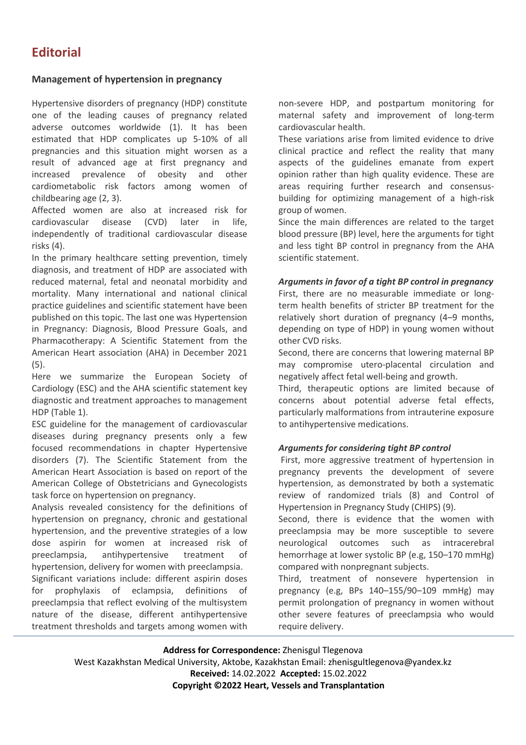# Editorial

## Management of hypertension in pregnancy

Hypertensive disorders of pregnancy (HDP) constitute one of the leading causes of pregnancy related adverse outcomes worldwide (1). It has been estimated that HDP complicates up 5-10% of all pregnancies and this situation might worsen as a result of advanced age at first pregnancy and increased prevalence of obesity and other cardiometabolic risk factors among women of childbearing age (2, 3).

Affected women are also at increased risk for cardiovascular disease (CVD) later in life, independently of traditional cardiovascular disease risks (4).

In the primary healthcare setting prevention, timely diagnosis, and treatment of HDP are associated with reduced maternal, fetal and neonatal morbidity and mortality. Many international and national clinical practice guidelines and scientific statement have been published on this topic. The last one was Hypertension in Pregnancy: Diagnosis, Blood Pressure Goals, and Pharmacotherapy: A Scientific Statement from the American Heart association (AHA) in December 2021 (5).

Here we summarize the European Society of Cardiology (ESC) and the AHA scientific statement key diagnostic and treatment approaches to management HDP (Table 1).

ESC guideline for the management of cardiovascular diseases during pregnancy presents only a few focused recommendations in chapter Hypertensive disorders (7). The Scientific Statement from the American Heart Association is based on report of the American College of Obstetricians and Gynecologists task force on hypertension on pregnancy.

Analysis revealed consistency for the definitions of hypertension on pregnancy, chronic and gestational hypertension, and the preventive strategies of a low dose aspirin for women at increased risk of preeclampsia, antihypertensive treatment of hypertension, delivery for women with preeclampsia.

Significant variations include: different aspirin doses for prophylaxis of eclampsia, definitions of preeclampsia that reflect evolving of the multisystem nature of the disease, different antihypertensive treatment thresholds and targets among women with non-severe HDP, and postpartum monitoring for maternal safety and improvement of long-term cardiovascular health.

These variations arise from limited evidence to drive clinical practice and reflect the reality that many aspects of the guidelines emanate from expert opinion rather than high quality evidence. These are areas requiring further research and consensus-building for optimizing management of a high-risk group of women.

Since the main differences are related to the target blood pressure (BP) level, here the arguments for tight and less tight BP control in pregnancy from the AHA scientific statement.

### *Arguments in favor of a tight BP control in pregnancy*

First, there are no measurable immediate or long-term health benefits of stricter BP treatment for the relatively short duration of pregnancy (4–9 months, depending on type of HDP) in young women without other CVD risks.

Second, there are concerns that lowering maternal BP may compromise utero-placental circulation and negatively affect fetal well-being and growth.

Third, therapeutic options are limited because of concerns about potential adverse fetal effects, particularly malformations from intrauterine exposure to antihypertensive medications.

### *Arguments for considering tight BP control*

First, more aggressive treatment of hypertension in pregnancy prevents the development of severe hypertension, as demonstrated by both a systematic review of randomized trials (8) and Control of Hypertension in Pregnancy Study (CHIPS) (9).

Second, there is evidence that the women with preeclampsia may be more susceptible to severe neurological outcomes such as intracerebral hemorrhage at lower systolic BP (e.g, 150–170 mmHg) compared with nonpregnant subjects.

Third, treatment of nonsevere hypertension in pregnancy (e.g, BPs 140–155/90–109 mmHg) may permit prolongation of pregnancy in women without other severe features of preeclampsia who would require delivery.

**Address for Correspondence:** Zhenisgul Tlegenova
West Kazakhstan Medical University, Aktobe, Kazakhstan Email: zhenisgultlegenova@yandex.kz
**Received:** 14.02.2022 **Accepted:** 15.02.2022
**Copyright ©2022 Heart, Vessels and Transplantation**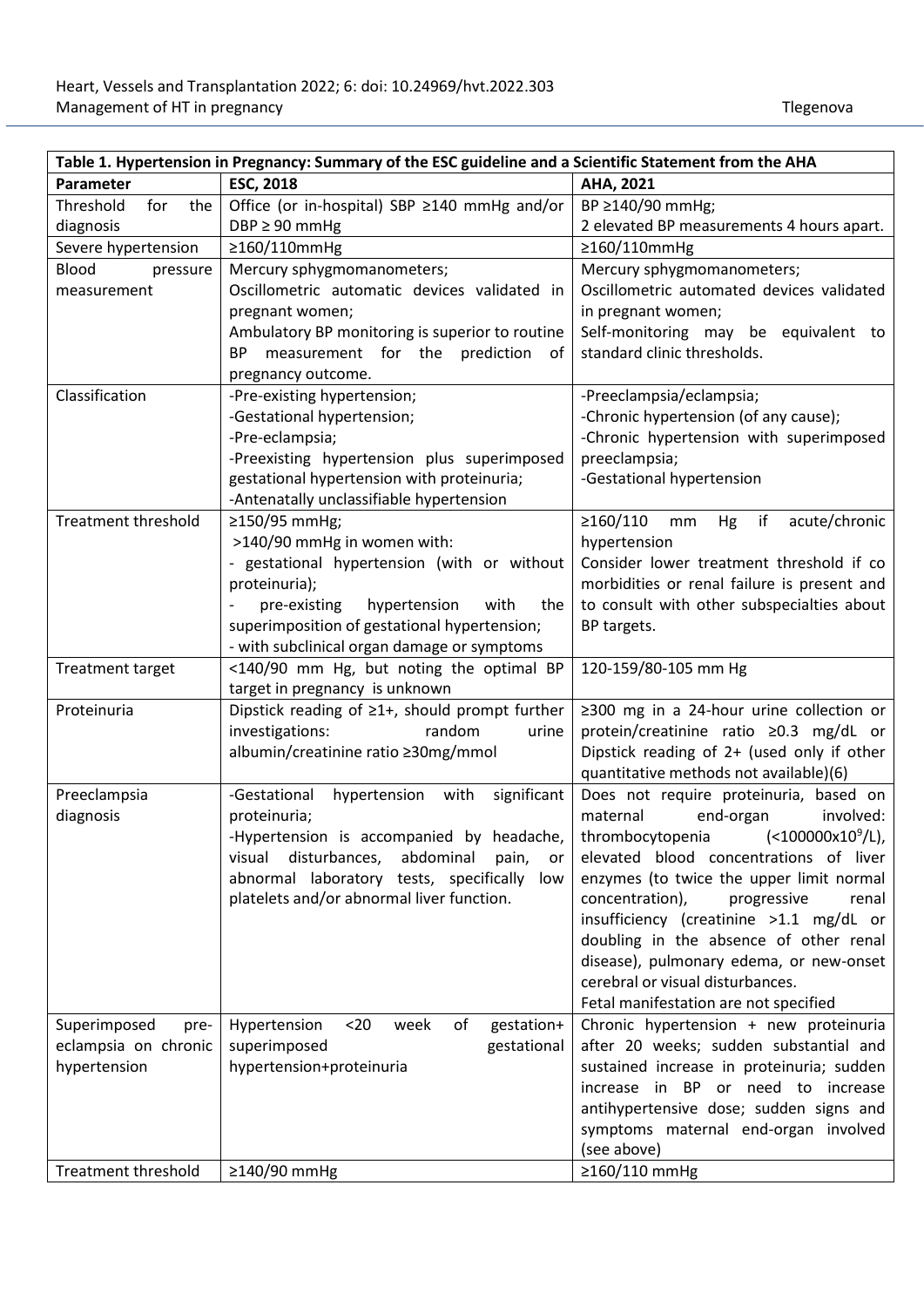| Table 1. Hypertension in Pregnancy: Summary of the ESC guideline and a Scientific Statement from the AHA | | |
|---|---|---|
| **Parameter** | **ESC, 2018** | **AHA, 2021** |
| Threshold for the diagnosis | Office (or in-hospital) SBP ≥140 mmHg and/or DBP ≥ 90 mmHg | BP ≥140/90 mmHg;<br>2 elevated BP measurements 4 hours apart. |
| Severe hypertension | ≥160/110mmHg | ≥160/110mmHg |
| Blood pressure measurement | Mercury sphygmomanometers;<br>Oscillometric automatic devices validated in pregnant women;<br>Ambulatory BP monitoring is superior to routine BP measurement for the prediction of pregnancy outcome. | Mercury sphygmomanometers;<br>Oscillometric automated devices validated in pregnant women;<br>Self-monitoring may be equivalent to standard clinic thresholds. |
| Classification | -Pre-existing hypertension;<br>-Gestational hypertension;<br>-Pre-eclampsia;<br>-Preexisting hypertension plus superimposed gestational hypertension with proteinuria;<br>-Antenatally unclassifiable hypertension | -Preeclampsia/eclampsia;<br>-Chronic hypertension (of any cause);<br>-Chronic hypertension with superimposed preeclampsia;<br>-Gestational hypertension |
| Treatment threshold | ≥150/95 mmHg;<br>>140/90 mmHg in women with:<br>- gestational hypertension (with or without proteinuria);<br>- pre-existing hypertension with the superimposition of gestational hypertension;<br>- with subclinical organ damage or symptoms | ≥160/110 mm Hg if acute/chronic hypertension<br>Consider lower treatment threshold if co morbidities or renal failure is present and to consult with other subspecialties about BP targets. |
| Treatment target | <140/90 mm Hg, but noting the optimal BP target in pregnancy is unknown | 120-159/80-105 mm Hg |
| Proteinuria | Dipstick reading of ≥1+, should prompt further investigations: random urine albumin/creatinine ratio ≥30mg/mmol | ≥300 mg in a 24-hour urine collection or protein/creatinine ratio ≥0.3 mg/dL or Dipstick reading of 2+ (used only if other quantitative methods not available)(6) |
| Preeclampsia diagnosis | -Gestational hypertension with significant proteinuria;<br>-Hypertension is accompanied by headache, visual disturbances, abdominal pain, or abnormal laboratory tests, specifically low platelets and/or abnormal liver function. | Does not require proteinuria, based on maternal end-organ involved: thrombocytopenia ($<100000x10^9$/L), elevated blood concentrations of liver enzymes (to twice the upper limit normal concentration), progressive renal insufficiency (creatinine >1.1 mg/dL or doubling in the absence of other renal disease), pulmonary edema, or new-onset cerebral or visual disturbances.<br>Fetal manifestation are not specified |
| Superimposed pre-eclampsia on chronic hypertension | Hypertension <20 week of gestation+ superimposed gestational hypertension+proteinuria | Chronic hypertension + new proteinuria after 20 weeks; sudden substantial and sustained increase in proteinuria; sudden increase in BP or need to increase antihypertensive dose; sudden signs and symptoms maternal end-organ involved (see above) |
| Treatment threshold | ≥140/90 mmHg | ≥160/110 mmHg |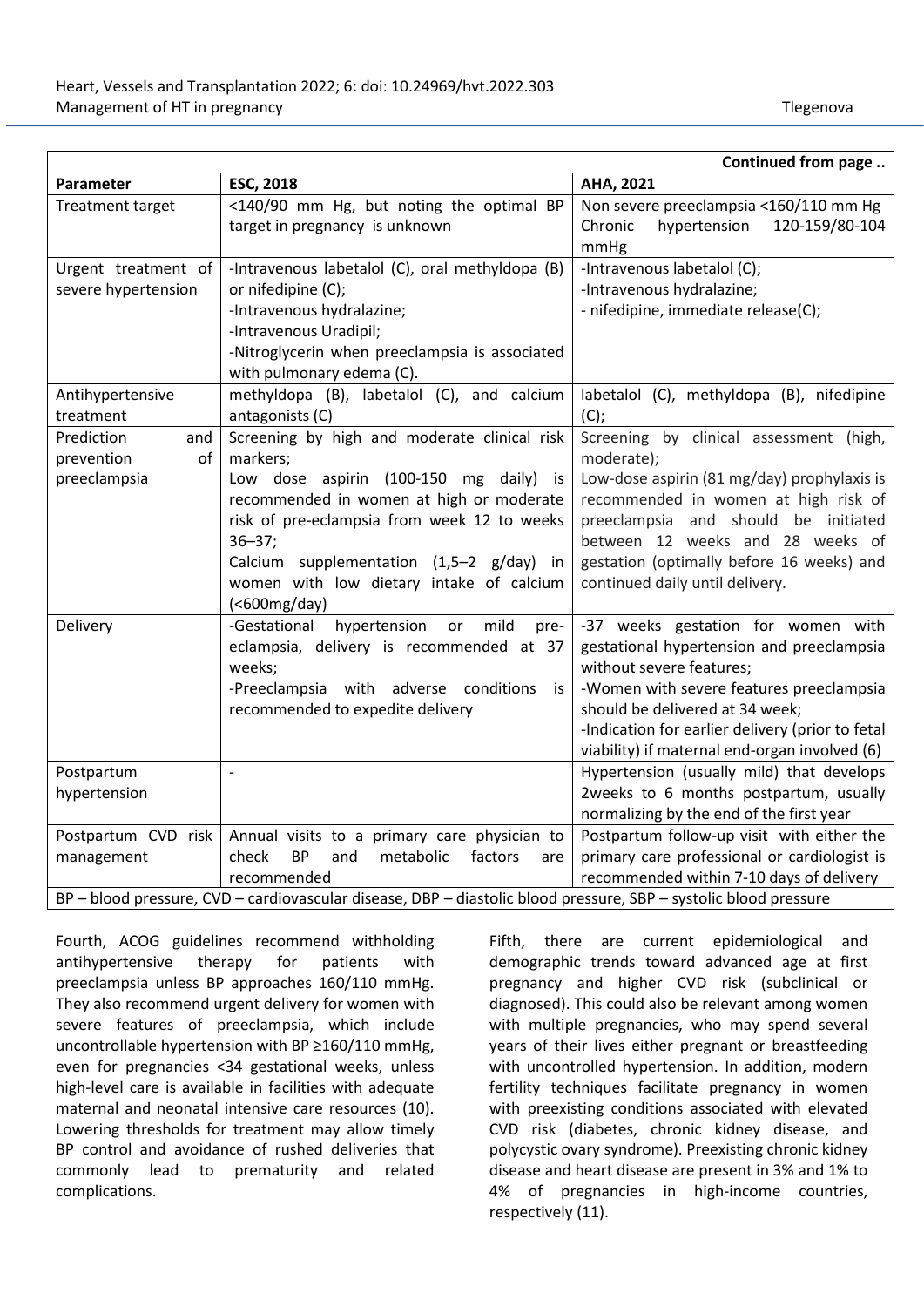| Continued from page .. | | |
|---|---|---|
| **Parameter** | **ESC, 2018** | **AHA, 2021** |
| Treatment target | <140/90 mm Hg, but noting the optimal BP target in pregnancy is unknown | Non severe preeclampsia <160/110 mm Hg Chronic hypertension 120-159/80-104 mmHg |
| Urgent treatment of severe hypertension | -Intravenous labetalol (C), oral methyldopa (B) or nifedipine (C); -Intravenous hydralazine; -Intravenous Uradipil; -Nitroglycerin when preeclampsia is associated with pulmonary edema (C). | -Intravenous labetalol (C); -Intravenous hydralazine; - nifedipine, immediate release(C); |
| Antihypertensive treatment | methyldopa (B), labetalol (C), and calcium antagonists (C) | labetalol (C), methyldopa (B), nifedipine (C); |
| Prediction and prevention of preeclampsia | Screening by high and moderate clinical risk markers; Low dose aspirin (100-150 mg daily) is recommended in women at high or moderate risk of pre-eclampsia from week 12 to weeks 36–37; Calcium supplementation (1,5–2 g/day) in women with low dietary intake of calcium (<600mg/day) | Screening by clinical assessment (high, moderate); Low-dose aspirin (81 mg/day) prophylaxis is recommended in women at high risk of preeclampsia and should be initiated between 12 weeks and 28 weeks of gestation (optimally before 16 weeks) and continued daily until delivery. |
| Delivery | -Gestational hypertension or mild pre-eclampsia, delivery is recommended at 37 weeks; -Preeclampsia with adverse conditions is recommended to expedite delivery | -37 weeks gestation for women with gestational hypertension and preeclampsia without severe features; -Women with severe features preeclampsia should be delivered at 34 week; -Indication for earlier delivery (prior to fetal viability) if maternal end-organ involved (6) |
| Postpartum hypertension | - | Hypertension (usually mild) that develops 2weeks to 6 months postpartum, usually normalizing by the end of the first year |
| Postpartum CVD risk management | Annual visits to a primary care physician to check BP and metabolic factors are recommended | Postpartum follow-up visit with either the primary care professional or cardiologist is recommended within 7-10 days of delivery |

BP – blood pressure, CVD – cardiovascular disease, DBP – diastolic blood pressure, SBP – systolic blood pressure

Fourth, ACOG guidelines recommend withholding antihypertensive therapy for patients with preeclampsia unless BP approaches 160/110 mmHg. They also recommend urgent delivery for women with severe features of preeclampsia, which include uncontrollable hypertension with BP ≥160/110 mmHg, even for pregnancies <34 gestational weeks, unless high-level care is available in facilities with adequate maternal and neonatal intensive care resources (10). Lowering thresholds for treatment may allow timely BP control and avoidance of rushed deliveries that commonly lead to prematurity and related complications.

Fifth, there are current epidemiological and demographic trends toward advanced age at first pregnancy and higher CVD risk (subclinical or diagnosed). This could also be relevant among women with multiple pregnancies, who may spend several years of their lives either pregnant or breastfeeding with uncontrolled hypertension. In addition, modern fertility techniques facilitate pregnancy in women with preexisting conditions associated with elevated CVD risk (diabetes, chronic kidney disease, and polycystic ovary syndrome). Preexisting chronic kidney disease and heart disease are present in 3% and 1% to 4% of pregnancies in high-income countries, respectively (11).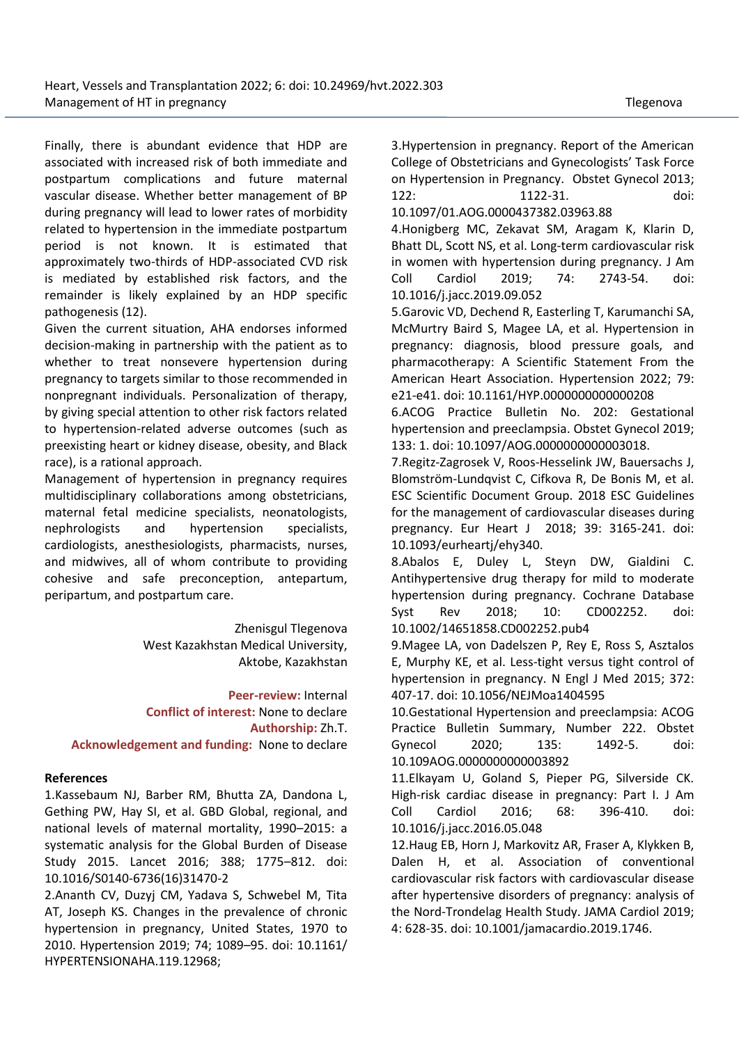Finally, there is abundant evidence that HDP are associated with increased risk of both immediate and postpartum complications and future maternal vascular disease. Whether better management of BP during pregnancy will lead to lower rates of morbidity related to hypertension in the immediate postpartum period is not known. It is estimated that approximately two-thirds of HDP-associated CVD risk is mediated by established risk factors, and the remainder is likely explained by an HDP specific pathogenesis (12).

Given the current situation, AHA endorses informed decision-making in partnership with the patient as to whether to treat nonsevere hypertension during pregnancy to targets similar to those recommended in nonpregnant individuals. Personalization of therapy, by giving special attention to other risk factors related to hypertension-related adverse outcomes (such as preexisting heart or kidney disease, obesity, and Black race), is a rational approach.

Management of hypertension in pregnancy requires multidisciplinary collaborations among obstetricians, maternal fetal medicine specialists, neonatologists, nephrologists and hypertension specialists, cardiologists, anesthesiologists, pharmacists, nurses, and midwives, all of whom contribute to providing cohesive and safe preconception, antepartum, peripartum, and postpartum care.

Zhenisgul Tlegenova
West Kazakhstan Medical University,
Aktobe, Kazakhstan

**Peer-review:** Internal
**Conflict of interest:** None to declare
**Authorship:** Zh.T.
**Acknowledgement and funding:** None to declare

**References**

1.Kassebaum NJ, Barber RM, Bhutta ZA, Dandona L, Gething PW, Hay SI, et al. GBD Global, regional, and national levels of maternal mortality, 1990–2015: a systematic analysis for the Global Burden of Disease Study 2015. Lancet 2016; 388; 1775–812. doi: 10.1016/S0140-6736(16)31470-2

2.Ananth CV, Duzyj CM, Yadava S, Schwebel M, Tita AT, Joseph KS. Changes in the prevalence of chronic hypertension in pregnancy, United States, 1970 to 2010. Hypertension 2019; 74; 1089–95. doi: 10.1161/HYPERTENSIONAHA.119.12968;

3.Hypertension in pregnancy. Report of the American College of Obstetricians and Gynecologists' Task Force on Hypertension in Pregnancy. Obstet Gynecol 2013; 122: 1122-31. doi: 10.1097/01.AOG.0000437382.03963.88

4.Honigberg MC, Zekavat SM, Aragam K, Klarin D, Bhatt DL, Scott NS, et al. Long-term cardiovascular risk in women with hypertension during pregnancy. J Am Coll Cardiol 2019; 74: 2743-54. doi: 10.1016/j.jacc.2019.09.052

5.Garovic VD, Dechend R, Easterling T, Karumanchi SA, McMurtry Baird S, Magee LA, et al. Hypertension in pregnancy: diagnosis, blood pressure goals, and pharmacotherapy: A Scientific Statement From the American Heart Association. Hypertension 2022; 79: e21-e41. doi: 10.1161/HYP.0000000000000208

6.ACOG Practice Bulletin No. 202: Gestational hypertension and preeclampsia. Obstet Gynecol 2019; 133: 1. doi: 10.1097/AOG.0000000000003018.

7.Regitz-Zagrosek V, Roos-Hesselink JW, Bauersachs J, Blomström-Lundqvist C, Cifkova R, De Bonis M, et al. ESC Scientific Document Group. 2018 ESC Guidelines for the management of cardiovascular diseases during pregnancy. Eur Heart J 2018; 39: 3165-241. doi: 10.1093/eurheartj/ehy340.

8.Abalos E, Duley L, Steyn DW, Gialdini C. Antihypertensive drug therapy for mild to moderate hypertension during pregnancy. Cochrane Database Syst Rev 2018; 10: CD002252. doi: 10.1002/14651858.CD002252.pub4

9.Magee LA, von Dadelszen P, Rey E, Ross S, Asztalos E, Murphy KE, et al. Less-tight versus tight control of hypertension in pregnancy. N Engl J Med 2015; 372: 407-17. doi: 10.1056/NEJMoa1404595

10.Gestational Hypertension and preeclampsia: ACOG Practice Bulletin Summary, Number 222. Obstet Gynecol 2020; 135: 1492-5. doi: 10.109AOG.0000000000003892

11.Elkayam U, Goland S, Pieper PG, Silverside CK. High-risk cardiac disease in pregnancy: Part I. J Am Coll Cardiol 2016; 68: 396-410. doi: 10.1016/j.jacc.2016.05.048

12.Haug EB, Horn J, Markovitz AR, Fraser A, Klykken B, Dalen H, et al. Association of conventional cardiovascular risk factors with cardiovascular disease after hypertensive disorders of pregnancy: analysis of the Nord-Trondelag Health Study. JAMA Cardiol 2019; 4: 628-35. doi: 10.1001/jamacardio.2019.1746.